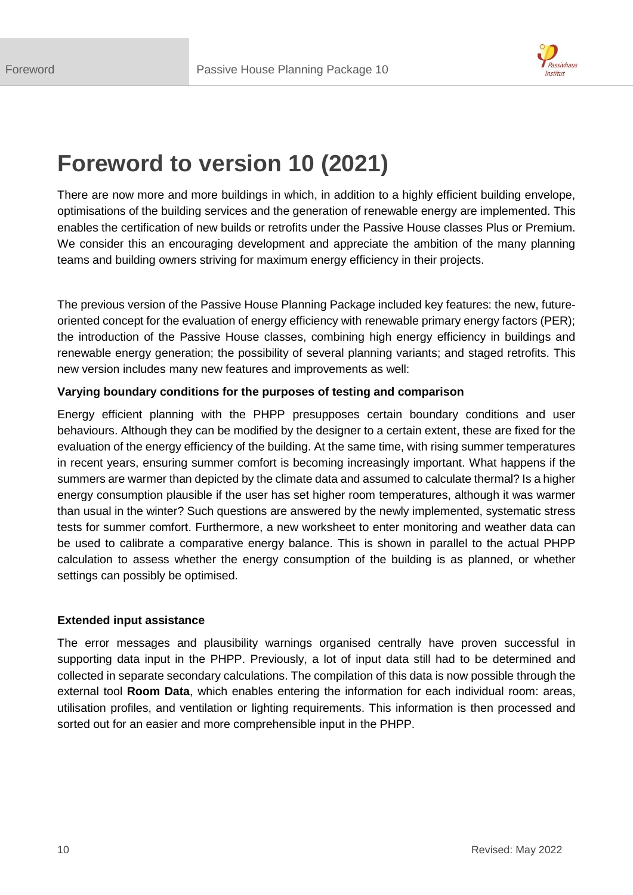# Foreword to version 10 (2021)

There are now more and more buildings in which, in addition to a highly efficient building envelope, optimisations of the building services and the generation of renewable energy are implemented. This enables the certification of new builds or retrofits under the Passive House classes Plus or Premium. We consider this an encouraging development and appreciate the ambition of the many planning teams and building owners striving for maximum energy efficiency in their projects.

The previous version of the Passive House Planning Package included key features: the new, future-oriented concept for the evaluation of energy efficiency with renewable primary energy factors (PER); the introduction of the Passive House classes, combining high energy efficiency in buildings and renewable energy generation; the possibility of several planning variants; and staged retrofits. This new version includes many new features and improvements as well:

**Varying boundary conditions for the purposes of testing and comparison**

Energy efficient planning with the PHPP presupposes certain boundary conditions and user behaviours. Although they can be modified by the designer to a certain extent, these are fixed for the evaluation of the energy efficiency of the building. At the same time, with rising summer temperatures in recent years, ensuring summer comfort is becoming increasingly important. What happens if the summers are warmer than depicted by the climate data and assumed to calculate thermal? Is a higher energy consumption plausible if the user has set higher room temperatures, although it was warmer than usual in the winter? Such questions are answered by the newly implemented, systematic stress tests for summer comfort. Furthermore, a new worksheet to enter monitoring and weather data can be used to calibrate a comparative energy balance. This is shown in parallel to the actual PHPP calculation to assess whether the energy consumption of the building is as planned, or whether settings can possibly be optimised.

**Extended input assistance**

The error messages and plausibility warnings organised centrally have proven successful in supporting data input in the PHPP. Previously, a lot of input data still had to be determined and collected in separate secondary calculations. The compilation of this data is now possible through the external tool **Room Data**, which enables entering the information for each individual room: areas, utilisation profiles, and ventilation or lighting requirements. This information is then processed and sorted out for an easier and more comprehensible input in the PHPP.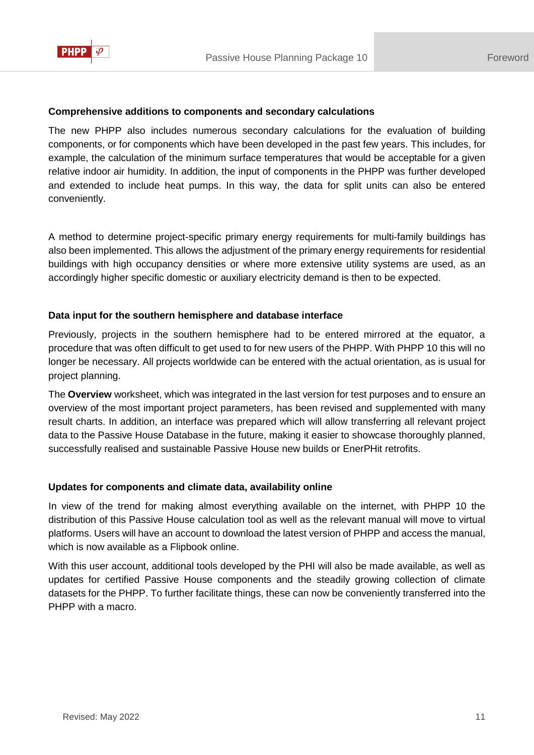**Comprehensive additions to components and secondary calculations**

The new PHPP also includes numerous secondary calculations for the evaluation of building components, or for components which have been developed in the past few years. This includes, for example, the calculation of the minimum surface temperatures that would be acceptable for a given relative indoor air humidity. In addition, the input of components in the PHPP was further developed and extended to include heat pumps. In this way, the data for split units can also be entered conveniently.

A method to determine project-specific primary energy requirements for multi-family buildings has also been implemented. This allows the adjustment of the primary energy requirements for residential buildings with high occupancy densities or where more extensive utility systems are used, as an accordingly higher specific domestic or auxiliary electricity demand is then to be expected.

**Data input for the southern hemisphere and database interface**

Previously, projects in the southern hemisphere had to be entered mirrored at the equator, a procedure that was often difficult to get used to for new users of the PHPP. With PHPP 10 this will no longer be necessary. All projects worldwide can be entered with the actual orientation, as is usual for project planning.

The **Overview** worksheet, which was integrated in the last version for test purposes and to ensure an overview of the most important project parameters, has been revised and supplemented with many result charts. In addition, an interface was prepared which will allow transferring all relevant project data to the Passive House Database in the future, making it easier to showcase thoroughly planned, successfully realised and sustainable Passive House new builds or EnerPHit retrofits.

**Updates for components and climate data, availability online**

In view of the trend for making almost everything available on the internet, with PHPP 10 the distribution of this Passive House calculation tool as well as the relevant manual will move to virtual platforms. Users will have an account to download the latest version of PHPP and access the manual, which is now available as a Flipbook online.

With this user account, additional tools developed by the PHI will also be made available, as well as updates for certified Passive House components and the steadily growing collection of climate datasets for the PHPP. To further facilitate things, these can now be conveniently transferred into the PHPP with a macro.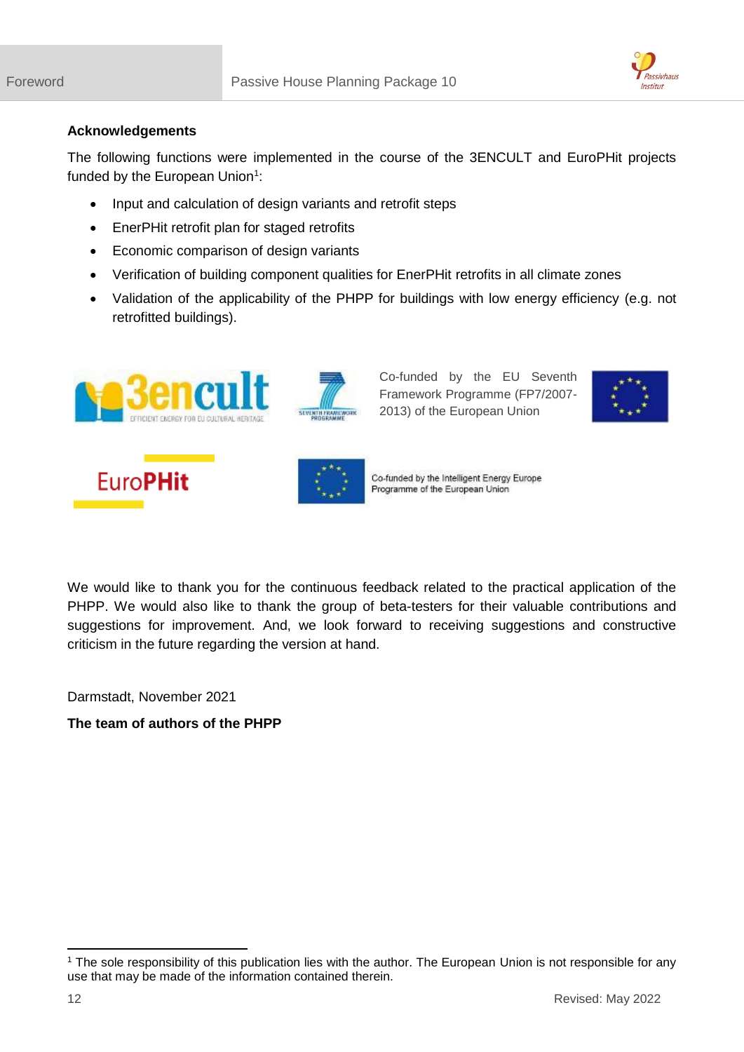**Acknowledgements**

The following functions were implemented in the course of the 3ENCULT and EuroPHit projects funded by the European Union[1]:

- Input and calculation of design variants and retrofit steps
- EnerPHit retrofit plan for staged retrofits
- Economic comparison of design variants
- Verification of building component qualities for EnerPHit retrofits in all climate zones
- Validation of the applicability of the PHPP for buildings with low energy efficiency (e.g. not retrofitted buildings).

Co-funded by the EU Seventh Framework Programme (FP7/2007-2013) of the European Union

Co-funded by the Intelligent Energy Europe Programme of the European Union

We would like to thank you for the continuous feedback related to the practical application of the PHPP. We would also like to thank the group of beta-testers for their valuable contributions and suggestions for improvement. And, we look forward to receiving suggestions and constructive criticism in the future regarding the version at hand.

Darmstadt, November 2021

**The team of authors of the PHPP**

[1] The sole responsibility of this publication lies with the author. The European Union is not responsible for any use that may be made of the information contained therein.